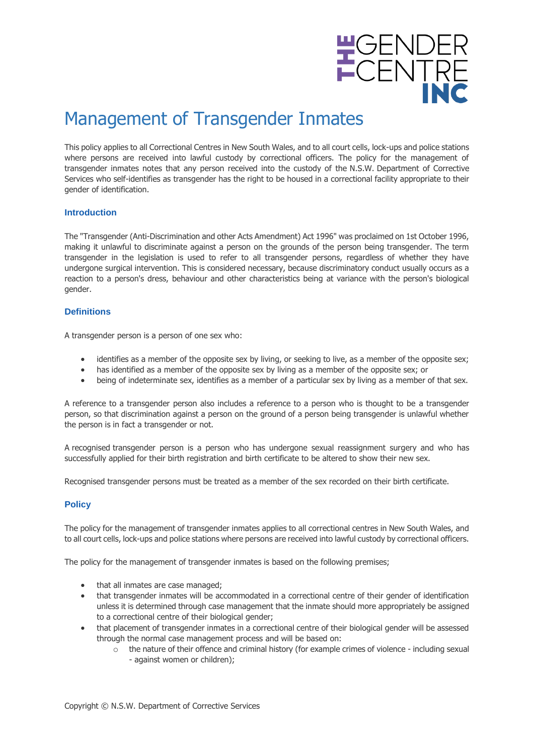# Management of Transgender Inmates

This policy applies to all Correctional Centres in New South Wales, and to all court cells, lock-ups and police stations where persons are received into lawful custody by correctional officers. The policy for the management of transgender inmates notes that any person received into the custody of the N.S.W. Department of Corrective Services who self-identifies as transgender has the right to be housed in a correctional facility appropriate to their gender of identification.

## Introduction

The "Transgender (Anti-Discrimination and other Acts Amendment) Act 1996" was proclaimed on 1st October 1996, making it unlawful to discriminate against a person on the grounds of the person being transgender. The term transgender in the legislation is used to refer to all transgender persons, regardless of whether they have undergone surgical intervention. This is considered necessary, because discriminatory conduct usually occurs as a reaction to a person's dress, behaviour and other characteristics being at variance with the person's biological gender.

## Definitions

A transgender person is a person of one sex who:

- identifies as a member of the opposite sex by living, or seeking to live, as a member of the opposite sex;
- has identified as a member of the opposite sex by living as a member of the opposite sex; or
- being of indeterminate sex, identifies as a member of a particular sex by living as a member of that sex.

A reference to a transgender person also includes a reference to a person who is thought to be a transgender person, so that discrimination against a person on the ground of a person being transgender is unlawful whether the person is in fact a transgender or not.

A recognised transgender person is a person who has undergone sexual reassignment surgery and who has successfully applied for their birth registration and birth certificate to be altered to show their new sex.

Recognised transgender persons must be treated as a member of the sex recorded on their birth certificate.

## Policy

The policy for the management of transgender inmates applies to all correctional centres in New South Wales, and to all court cells, lock-ups and police stations where persons are received into lawful custody by correctional officers.

The policy for the management of transgender inmates is based on the following premises;

- that all inmates are case managed;
- that transgender inmates will be accommodated in a correctional centre of their gender of identification unless it is determined through case management that the inmate should more appropriately be assigned to a correctional centre of their biological gender;
- that placement of transgender inmates in a correctional centre of their biological gender will be assessed through the normal case management process and will be based on:
  - the nature of their offence and criminal history (for example crimes of violence - including sexual - against women or children);

Copyright © N.S.W. Department of Corrective Services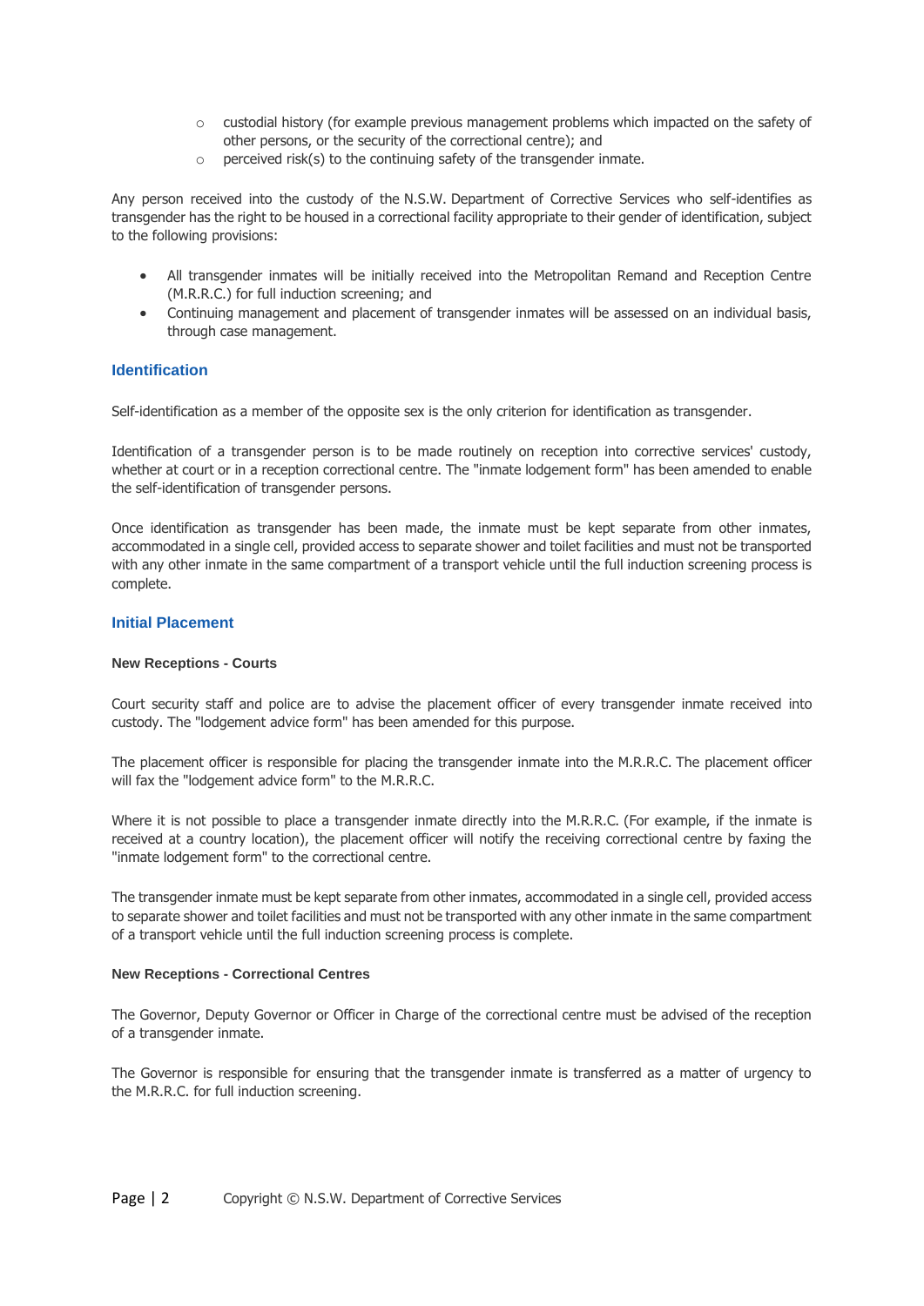- custodial history (for example previous management problems which impacted on the safety of other persons, or the security of the correctional centre); and
- perceived risk(s) to the continuing safety of the transgender inmate.

Any person received into the custody of the N.S.W. Department of Corrective Services who self-identifies as transgender has the right to be housed in a correctional facility appropriate to their gender of identification, subject to the following provisions:

- All transgender inmates will be initially received into the Metropolitan Remand and Reception Centre (M.R.R.C.) for full induction screening; and
- Continuing management and placement of transgender inmates will be assessed on an individual basis, through case management.

## Identification

Self-identification as a member of the opposite sex is the only criterion for identification as transgender.

Identification of a transgender person is to be made routinely on reception into corrective services' custody, whether at court or in a reception correctional centre. The "inmate lodgement form" has been amended to enable the self-identification of transgender persons.

Once identification as transgender has been made, the inmate must be kept separate from other inmates, accommodated in a single cell, provided access to separate shower and toilet facilities and must not be transported with any other inmate in the same compartment of a transport vehicle until the full induction screening process is complete.

## Initial Placement

### New Receptions - Courts

Court security staff and police are to advise the placement officer of every transgender inmate received into custody. The "lodgement advice form" has been amended for this purpose.

The placement officer is responsible for placing the transgender inmate into the M.R.R.C. The placement officer will fax the "lodgement advice form" to the M.R.R.C.

Where it is not possible to place a transgender inmate directly into the M.R.R.C. (For example, if the inmate is received at a country location), the placement officer will notify the receiving correctional centre by faxing the "inmate lodgement form" to the correctional centre.

The transgender inmate must be kept separate from other inmates, accommodated in a single cell, provided access to separate shower and toilet facilities and must not be transported with any other inmate in the same compartment of a transport vehicle until the full induction screening process is complete.

### New Receptions - Correctional Centres

The Governor, Deputy Governor or Officer in Charge of the correctional centre must be advised of the reception of a transgender inmate.

The Governor is responsible for ensuring that the transgender inmate is transferred as a matter of urgency to the M.R.R.C. for full induction screening.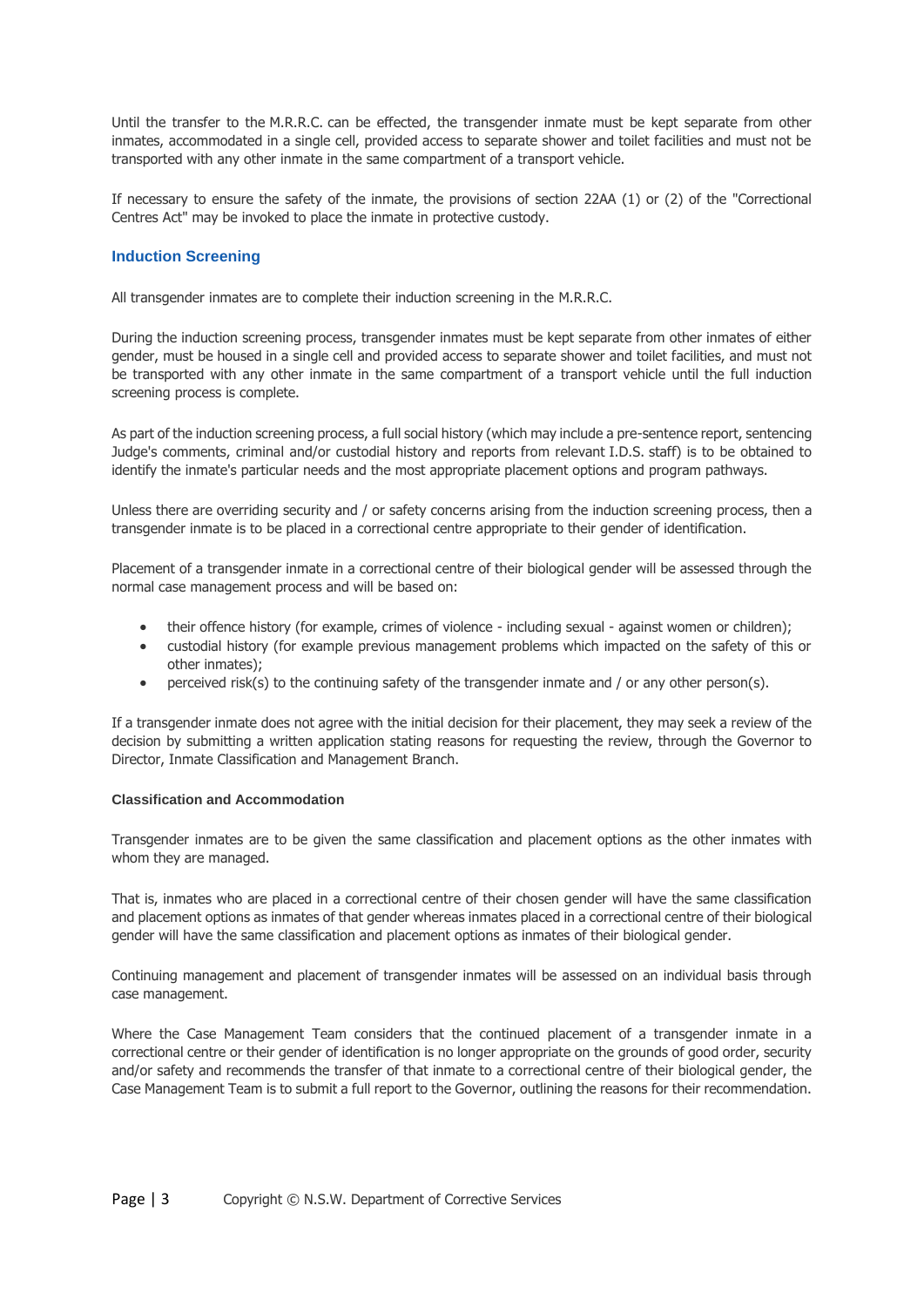Until the transfer to the M.R.R.C. can be effected, the transgender inmate must be kept separate from other inmates, accommodated in a single cell, provided access to separate shower and toilet facilities and must not be transported with any other inmate in the same compartment of a transport vehicle.

If necessary to ensure the safety of the inmate, the provisions of section 22AA (1) or (2) of the "Correctional Centres Act" may be invoked to place the inmate in protective custody.

## Induction Screening

All transgender inmates are to complete their induction screening in the M.R.R.C.

During the induction screening process, transgender inmates must be kept separate from other inmates of either gender, must be housed in a single cell and provided access to separate shower and toilet facilities, and must not be transported with any other inmate in the same compartment of a transport vehicle until the full induction screening process is complete.

As part of the induction screening process, a full social history (which may include a pre-sentence report, sentencing Judge's comments, criminal and/or custodial history and reports from relevant I.D.S. staff) is to be obtained to identify the inmate's particular needs and the most appropriate placement options and program pathways.

Unless there are overriding security and / or safety concerns arising from the induction screening process, then a transgender inmate is to be placed in a correctional centre appropriate to their gender of identification.

Placement of a transgender inmate in a correctional centre of their biological gender will be assessed through the normal case management process and will be based on:

- their offence history (for example, crimes of violence - including sexual - against women or children);
- custodial history (for example previous management problems which impacted on the safety of this or other inmates);
- perceived risk(s) to the continuing safety of the transgender inmate and / or any other person(s).

If a transgender inmate does not agree with the initial decision for their placement, they may seek a review of the decision by submitting a written application stating reasons for requesting the review, through the Governor to Director, Inmate Classification and Management Branch.

#### Classification and Accommodation

Transgender inmates are to be given the same classification and placement options as the other inmates with whom they are managed.

That is, inmates who are placed in a correctional centre of their chosen gender will have the same classification and placement options as inmates of that gender whereas inmates placed in a correctional centre of their biological gender will have the same classification and placement options as inmates of their biological gender.

Continuing management and placement of transgender inmates will be assessed on an individual basis through case management.

Where the Case Management Team considers that the continued placement of a transgender inmate in a correctional centre or their gender of identification is no longer appropriate on the grounds of good order, security and/or safety and recommends the transfer of that inmate to a correctional centre of their biological gender, the Case Management Team is to submit a full report to the Governor, outlining the reasons for their recommendation.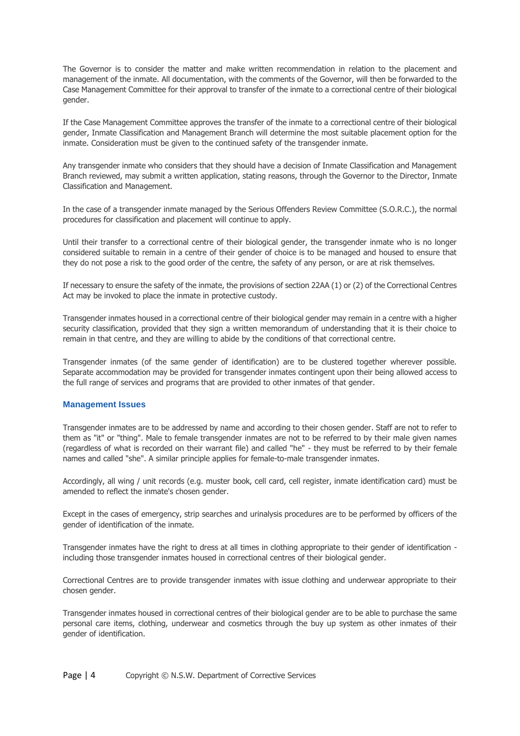The Governor is to consider the matter and make written recommendation in relation to the placement and management of the inmate. All documentation, with the comments of the Governor, will then be forwarded to the Case Management Committee for their approval to transfer of the inmate to a correctional centre of their biological gender.

If the Case Management Committee approves the transfer of the inmate to a correctional centre of their biological gender, Inmate Classification and Management Branch will determine the most suitable placement option for the inmate. Consideration must be given to the continued safety of the transgender inmate.

Any transgender inmate who considers that they should have a decision of Inmate Classification and Management Branch reviewed, may submit a written application, stating reasons, through the Governor to the Director, Inmate Classification and Management.

In the case of a transgender inmate managed by the Serious Offenders Review Committee (S.O.R.C.), the normal procedures for classification and placement will continue to apply.

Until their transfer to a correctional centre of their biological gender, the transgender inmate who is no longer considered suitable to remain in a centre of their gender of choice is to be managed and housed to ensure that they do not pose a risk to the good order of the centre, the safety of any person, or are at risk themselves.

If necessary to ensure the safety of the inmate, the provisions of section 22AA (1) or (2) of the Correctional Centres Act may be invoked to place the inmate in protective custody.

Transgender inmates housed in a correctional centre of their biological gender may remain in a centre with a higher security classification, provided that they sign a written memorandum of understanding that it is their choice to remain in that centre, and they are willing to abide by the conditions of that correctional centre.

Transgender inmates (of the same gender of identification) are to be clustered together wherever possible. Separate accommodation may be provided for transgender inmates contingent upon their being allowed access to the full range of services and programs that are provided to other inmates of that gender.

### Management Issues

Transgender inmates are to be addressed by name and according to their chosen gender. Staff are not to refer to them as "it" or "thing". Male to female transgender inmates are not to be referred to by their male given names (regardless of what is recorded on their warrant file) and called "he" - they must be referred to by their female names and called "she". A similar principle applies for female-to-male transgender inmates.

Accordingly, all wing / unit records (e.g. muster book, cell card, cell register, inmate identification card) must be amended to reflect the inmate's chosen gender.

Except in the cases of emergency, strip searches and urinalysis procedures are to be performed by officers of the gender of identification of the inmate.

Transgender inmates have the right to dress at all times in clothing appropriate to their gender of identification - including those transgender inmates housed in correctional centres of their biological gender.

Correctional Centres are to provide transgender inmates with issue clothing and underwear appropriate to their chosen gender.

Transgender inmates housed in correctional centres of their biological gender are to be able to purchase the same personal care items, clothing, underwear and cosmetics through the buy up system as other inmates of their gender of identification.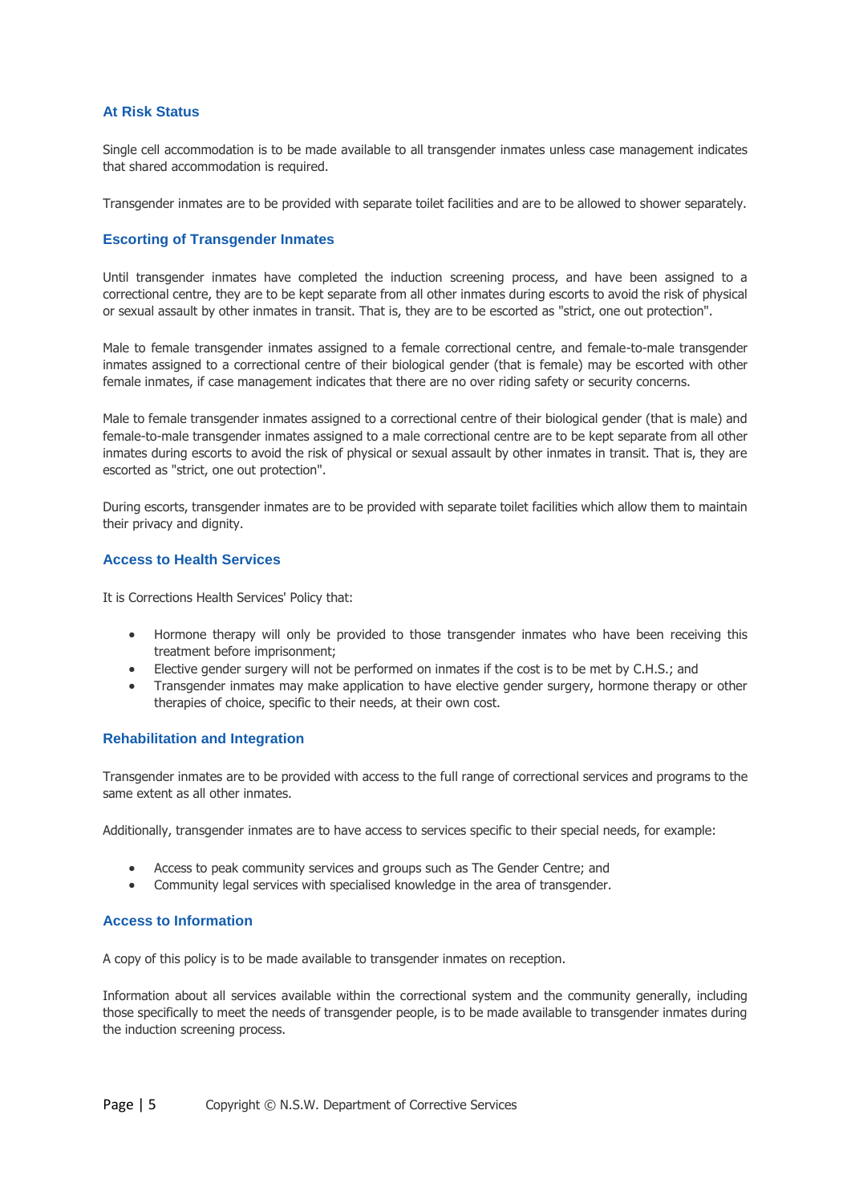### At Risk Status

Single cell accommodation is to be made available to all transgender inmates unless case management indicates that shared accommodation is required.

Transgender inmates are to be provided with separate toilet facilities and are to be allowed to shower separately.

### Escorting of Transgender Inmates

Until transgender inmates have completed the induction screening process, and have been assigned to a correctional centre, they are to be kept separate from all other inmates during escorts to avoid the risk of physical or sexual assault by other inmates in transit. That is, they are to be escorted as "strict, one out protection".

Male to female transgender inmates assigned to a female correctional centre, and female-to-male transgender inmates assigned to a correctional centre of their biological gender (that is female) may be escorted with other female inmates, if case management indicates that there are no over riding safety or security concerns.

Male to female transgender inmates assigned to a correctional centre of their biological gender (that is male) and female-to-male transgender inmates assigned to a male correctional centre are to be kept separate from all other inmates during escorts to avoid the risk of physical or sexual assault by other inmates in transit. That is, they are escorted as "strict, one out protection".

During escorts, transgender inmates are to be provided with separate toilet facilities which allow them to maintain their privacy and dignity.

### Access to Health Services

It is Corrections Health Services' Policy that:

- Hormone therapy will only be provided to those transgender inmates who have been receiving this treatment before imprisonment;
- Elective gender surgery will not be performed on inmates if the cost is to be met by C.H.S.; and
- Transgender inmates may make application to have elective gender surgery, hormone therapy or other therapies of choice, specific to their needs, at their own cost.

### Rehabilitation and Integration

Transgender inmates are to be provided with access to the full range of correctional services and programs to the same extent as all other inmates.

Additionally, transgender inmates are to have access to services specific to their special needs, for example:

- Access to peak community services and groups such as The Gender Centre; and
- Community legal services with specialised knowledge in the area of transgender.

### Access to Information

A copy of this policy is to be made available to transgender inmates on reception.

Information about all services available within the correctional system and the community generally, including those specifically to meet the needs of transgender people, is to be made available to transgender inmates during the induction screening process.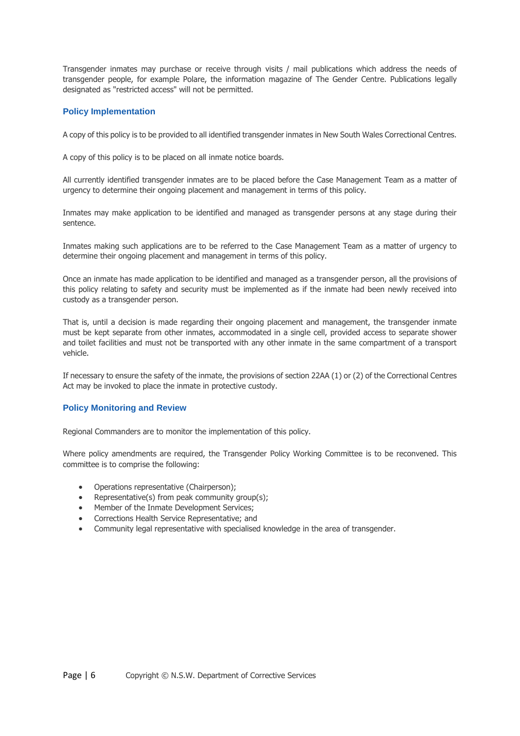Transgender inmates may purchase or receive through visits / mail publications which address the needs of transgender people, for example Polare, the information magazine of The Gender Centre. Publications legally designated as "restricted access" will not be permitted.

## Policy Implementation

A copy of this policy is to be provided to all identified transgender inmates in New South Wales Correctional Centres.

A copy of this policy is to be placed on all inmate notice boards.

All currently identified transgender inmates are to be placed before the Case Management Team as a matter of urgency to determine their ongoing placement and management in terms of this policy.

Inmates may make application to be identified and managed as transgender persons at any stage during their sentence.

Inmates making such applications are to be referred to the Case Management Team as a matter of urgency to determine their ongoing placement and management in terms of this policy.

Once an inmate has made application to be identified and managed as a transgender person, all the provisions of this policy relating to safety and security must be implemented as if the inmate had been newly received into custody as a transgender person.

That is, until a decision is made regarding their ongoing placement and management, the transgender inmate must be kept separate from other inmates, accommodated in a single cell, provided access to separate shower and toilet facilities and must not be transported with any other inmate in the same compartment of a transport vehicle.

If necessary to ensure the safety of the inmate, the provisions of section 22AA (1) or (2) of the Correctional Centres Act may be invoked to place the inmate in protective custody.

## Policy Monitoring and Review

Regional Commanders are to monitor the implementation of this policy.

Where policy amendments are required, the Transgender Policy Working Committee is to be reconvened. This committee is to comprise the following:

- Operations representative (Chairperson);
- Representative(s) from peak community group(s);
- Member of the Inmate Development Services;
- Corrections Health Service Representative; and
- Community legal representative with specialised knowledge in the area of transgender.